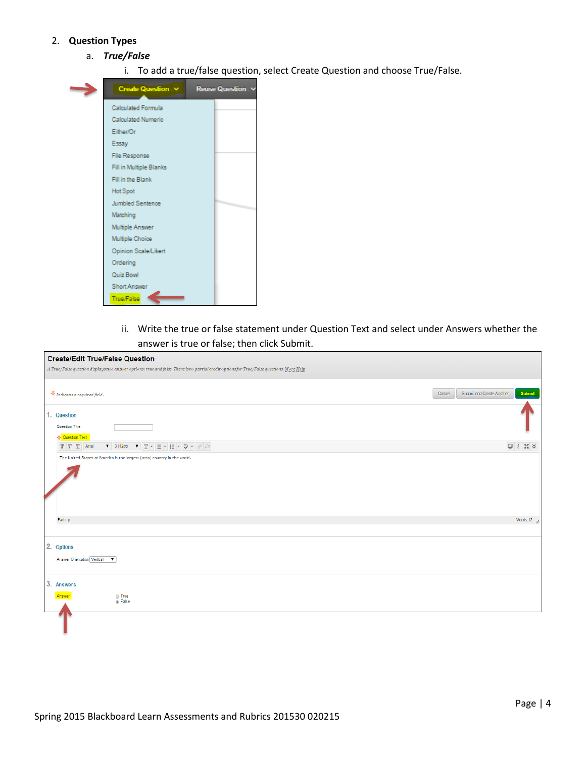2. **Question Types**

   a. ***True/False***

      i. To add a true/false question, select Create Question and choose True/False.

      ii. Write the true or false statement under Question Text and select under Answers whether the answer is true or false; then click Submit.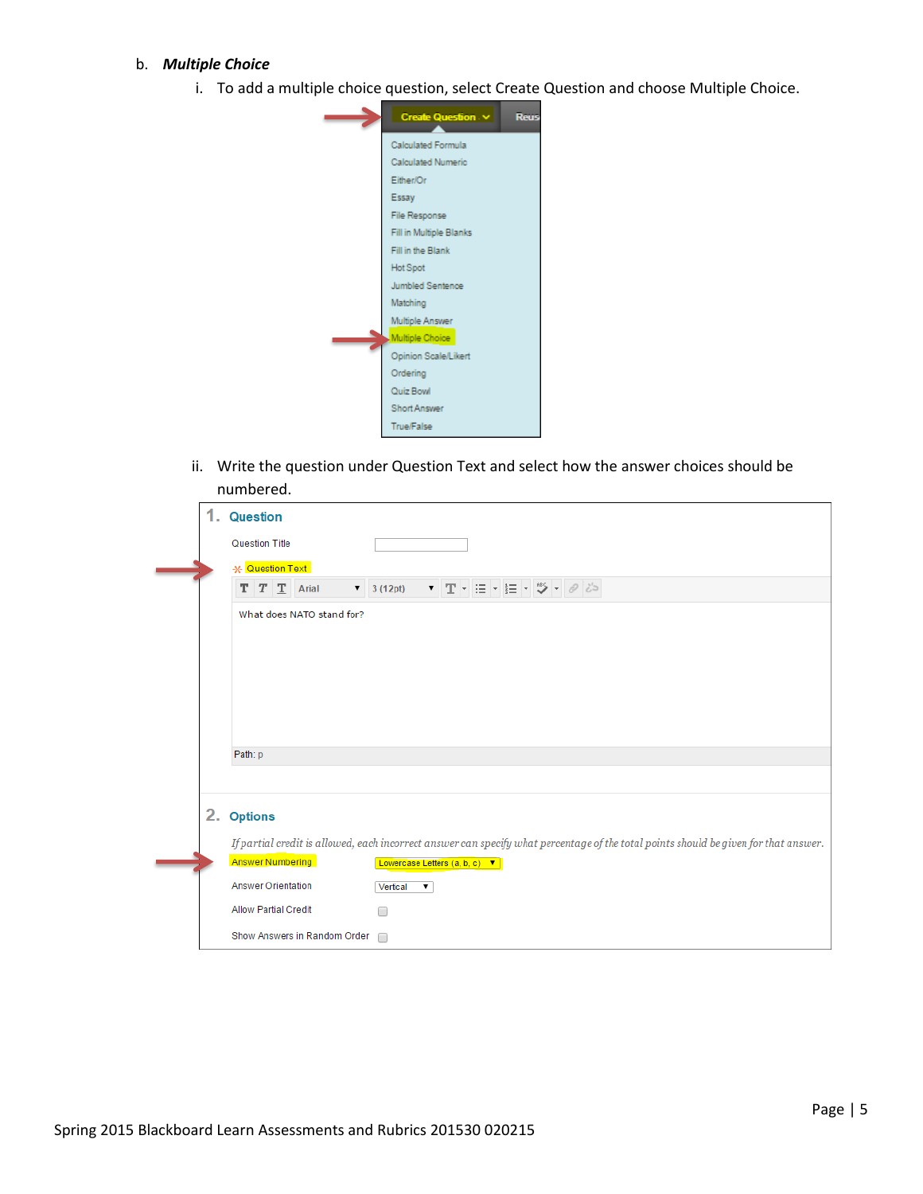b. ***Multiple Choice***

i. To add a multiple choice question, select Create Question and choose Multiple Choice.

ii. Write the question under Question Text and select how the answer choices should be numbered.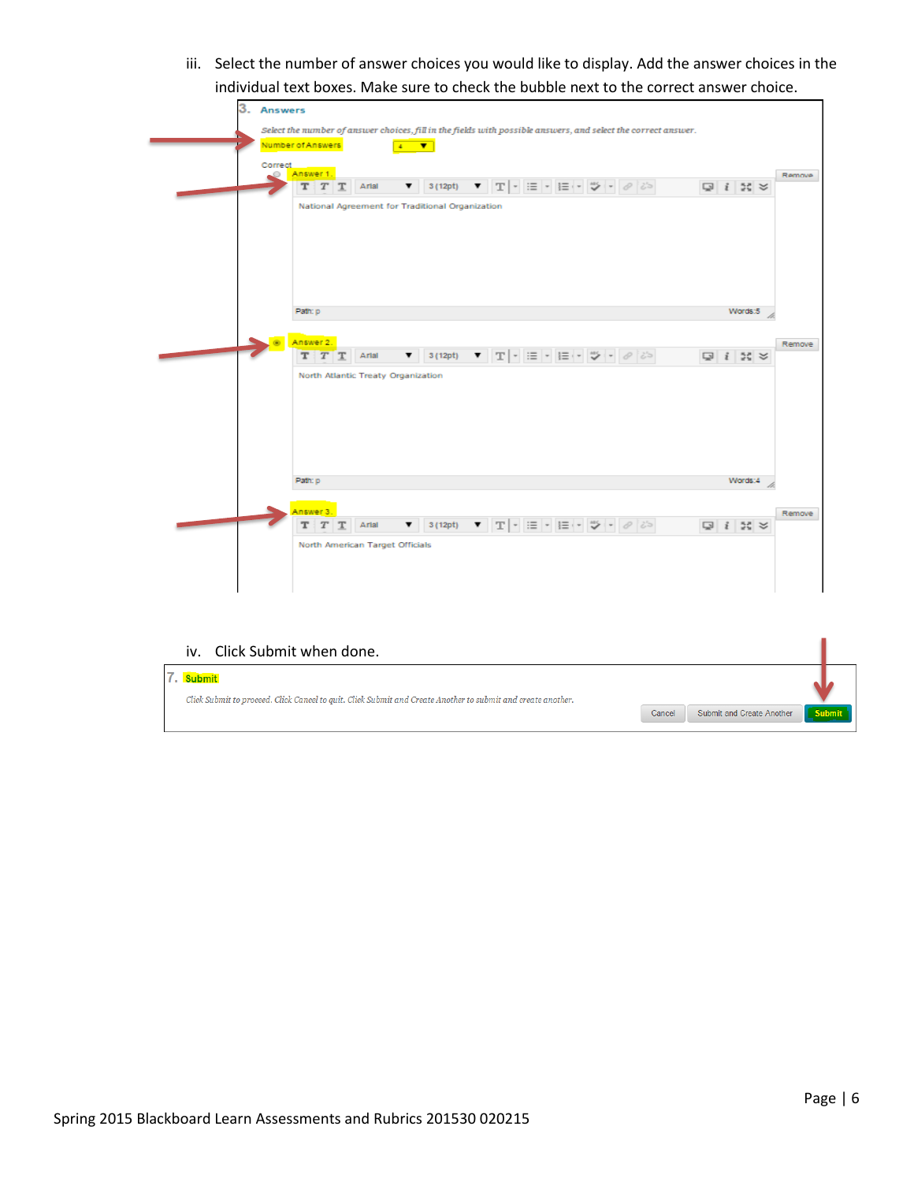iii. Select the number of answer choices you would like to display. Add the answer choices in the individual text boxes. Make sure to check the bubble next to the correct answer choice.

3. Answers

*Select the number of answer choices, fill in the fields with possible answers, and select the correct answer.*

Number of Answers 4

Correct

Answer 1.

National Agreement for Traditional Organization

Answer 2.

North Atlantic Treaty Organization

Answer 3.

North American Target Officials

iv. Click Submit when done.

7. Submit

*Click Submit to proceed. Click Cancel to quit. Click Submit and Create Another to submit and create another.*

Cancel | Submit and Create Another | Submit

Spring 2015 Blackboard Learn Assessments and Rubrics 201530 020215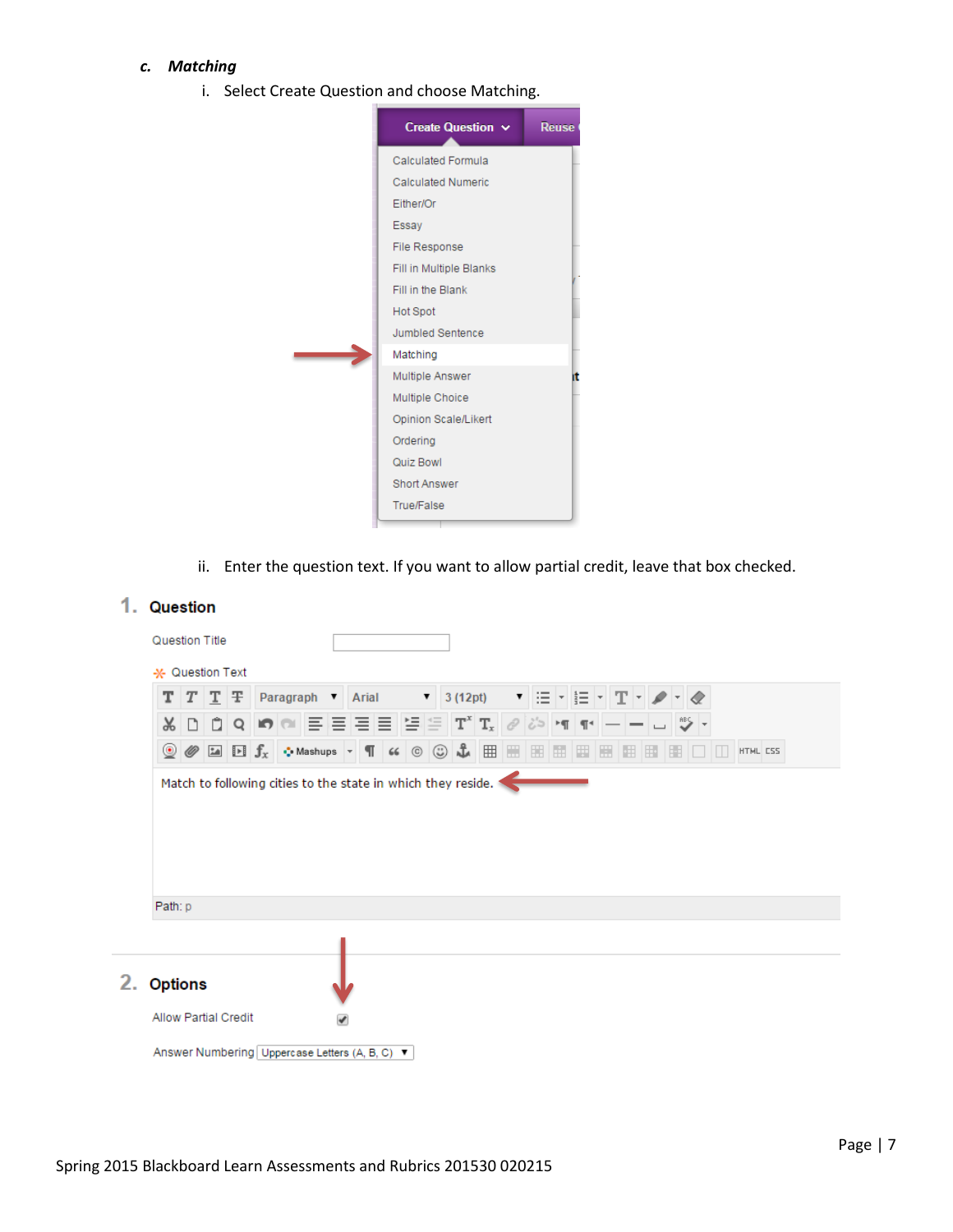### c. *Matching*

i. Select Create Question and choose Matching.

Create Question | Reuse

- Calculated Formula
- Calculated Numeric
- Either/Or
- Essay
- File Response
- Fill in Multiple Blanks
- Fill in the Blank
- Hot Spot
- Jumbled Sentence
- Matching
- Multiple Answer
- Multiple Choice
- Opinion Scale/Likert
- Ordering
- Quiz Bowl
- Short Answer
- True/False

ii. Enter the question text. If you want to allow partial credit, leave that box checked.

**1. Question**

Question Title

* Question Text

Paragraph | Arial | 3 (12pt)

Match to following cities to the state in which they reside.

Path: p

**2. Options**

Allow Partial Credit ☑

Answer Numbering: Uppercase Letters (A, B, C)

Spring 2015 Blackboard Learn Assessments and Rubrics 201530 020215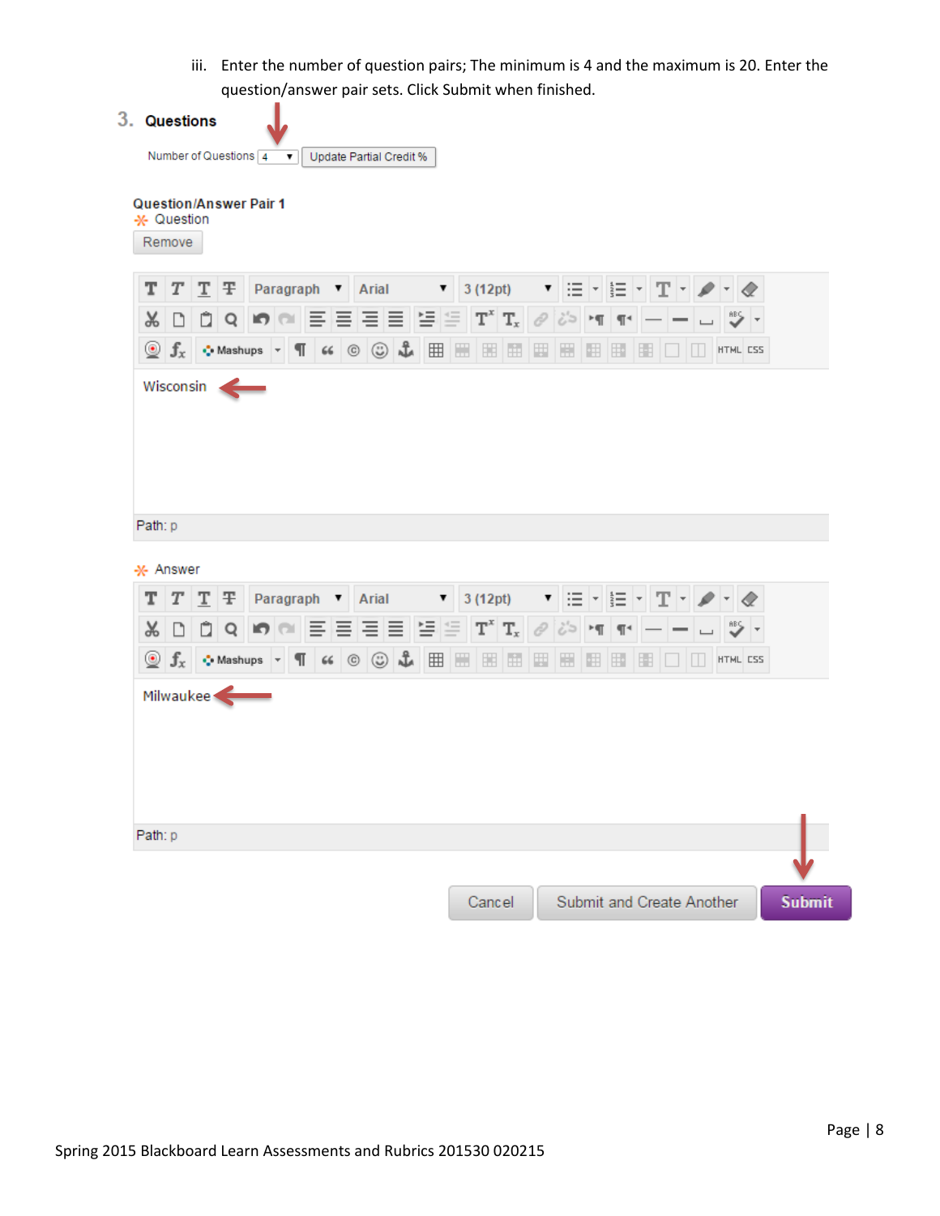iii. Enter the number of question pairs; The minimum is 4 and the maximum is 20. Enter the question/answer pair sets. Click Submit when finished.

3. **Questions**

Number of Questions 4 ▼ Update Partial Credit %

**Question/Answer Pair 1**

* Question

Remove

Wisconsin

Path: p

* Answer

Milwaukee

Path: p

Cancel | Submit and Create Another | **Submit**

Spring 2015 Blackboard Learn Assessments and Rubrics 201530 020215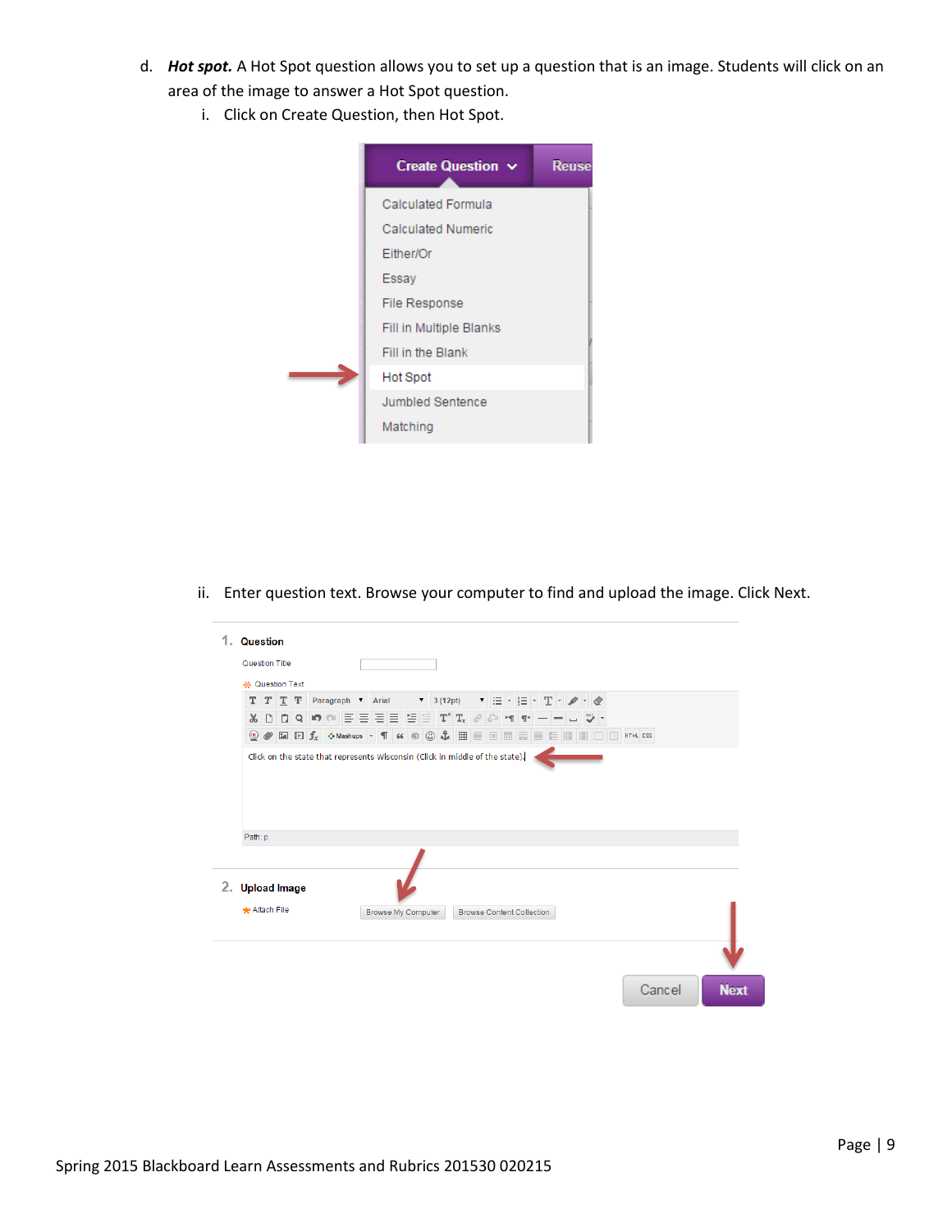d. ***Hot spot.*** A Hot Spot question allows you to set up a question that is an image. Students will click on an area of the image to answer a Hot Spot question.

i. Click on Create Question, then Hot Spot.

ii. Enter question text. Browse your computer to find and upload the image. Click Next.

Spring 2015 Blackboard Learn Assessments and Rubrics 201530 020215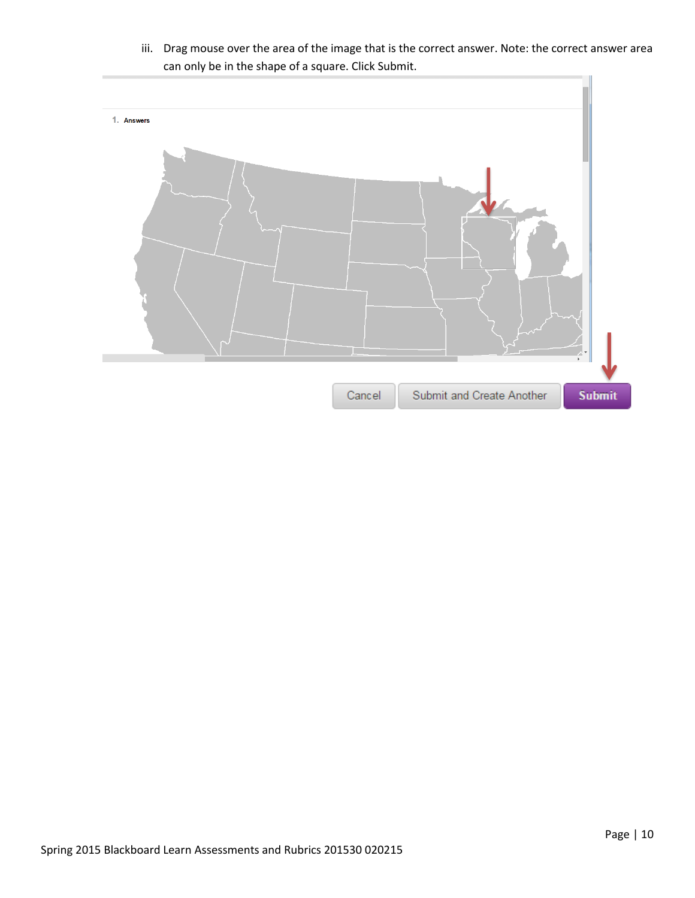iii. Drag mouse over the area of the image that is the correct answer. Note: the correct answer area can only be in the shape of a square. Click Submit.

1. Answers

Cancel

Submit and Create Another

Submit